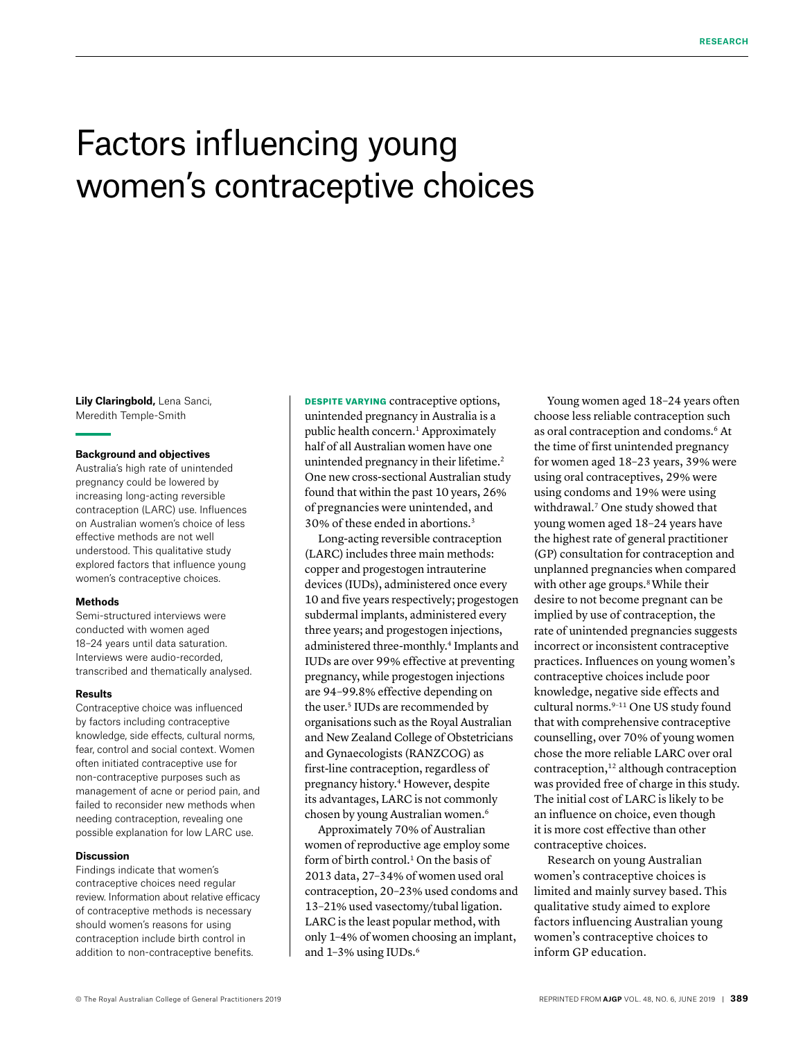# Factors influencing young women's contraceptive choices

**Lily Claringbold,** Lena Sanci, Meredith Temple-Smith

### Background and objectives

Australia's high rate of unintended pregnancy could be lowered by increasing long-acting reversible contraception (LARC) use. Influences on Australian women's choice of less effective methods are not well understood. This qualitative study explored factors that influence young women's contraceptive choices.

### Methods

Semi-structured interviews were conducted with women aged 18–24 years until data saturation. Interviews were audio-recorded, transcribed and thematically analysed.

### Results

Contraceptive choice was influenced by factors including contraceptive knowledge, side effects, cultural norms, fear, control and social context. Women often initiated contraceptive use for non-contraceptive purposes such as management of acne or period pain, and failed to reconsider new methods when needing contraception, revealing one possible explanation for low LARC use.

### Discussion

Findings indicate that women's contraceptive choices need regular review. Information about relative efficacy of contraceptive methods is necessary should women's reasons for using contraception include birth control in addition to non-contraceptive benefits.

**DESPITE VARYING** contraceptive options, unintended pregnancy in Australia is a public health concern.[1] Approximately half of all Australian women have one unintended pregnancy in their lifetime.[2] One new cross-sectional Australian study found that within the past 10 years, 26% of pregnancies were unintended, and 30% of these ended in abortions.[3]

Long-acting reversible contraception (LARC) includes three main methods: copper and progestogen intrauterine devices (IUDs), administered once every 10 and five years respectively; progestogen subdermal implants, administered every three years; and progestogen injections, administered three-monthly.[4] Implants and IUDs are over 99% effective at preventing pregnancy, while progestogen injections are 94–99.8% effective depending on the user.[5] IUDs are recommended by organisations such as the Royal Australian and New Zealand College of Obstetricians and Gynaecologists (RANZCOG) as first-line contraception, regardless of pregnancy history.[4] However, despite its advantages, LARC is not commonly chosen by young Australian women.[6]

Approximately 70% of Australian women of reproductive age employ some form of birth control.[1] On the basis of 2013 data, 27–34% of women used oral contraception, 20–23% used condoms and 13–21% used vasectomy/tubal ligation. LARC is the least popular method, with only 1–4% of women choosing an implant, and 1–3% using IUDs.[6]

Young women aged 18–24 years often choose less reliable contraception such as oral contraception and condoms.[6] At the time of first unintended pregnancy for women aged 18–23 years, 39% were using oral contraceptives, 29% were using condoms and 19% were using withdrawal.[7] One study showed that young women aged 18–24 years have the highest rate of general practitioner (GP) consultation for contraception and unplanned pregnancies when compared with other age groups.[8] While their desire to not become pregnant can be implied by use of contraception, the rate of unintended pregnancies suggests incorrect or inconsistent contraceptive practices. Influences on young women's contraceptive choices include poor knowledge, negative side effects and cultural norms.[9–11] One US study found that with comprehensive contraceptive counselling, over 70% of young women chose the more reliable LARC over oral contraception,[12] although contraception was provided free of charge in this study. The initial cost of LARC is likely to be an influence on choice, even though it is more cost effective than other contraceptive choices.

Research on young Australian women's contraceptive choices is limited and mainly survey based. This qualitative study aimed to explore factors influencing Australian young women's contraceptive choices to inform GP education.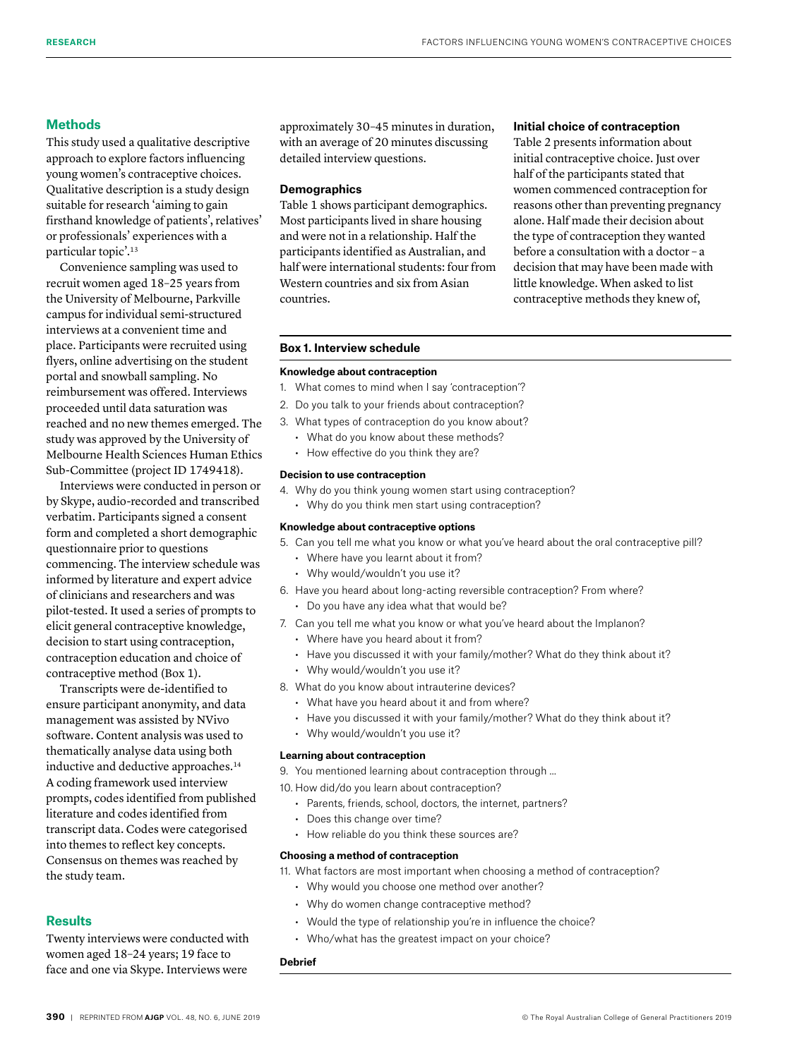## Methods

This study used a qualitative descriptive approach to explore factors influencing young women's contraceptive choices. Qualitative description is a study design suitable for research 'aiming to gain firsthand knowledge of patients', relatives' or professionals' experiences with a particular topic'.[13]

Convenience sampling was used to recruit women aged 18–25 years from the University of Melbourne, Parkville campus for individual semi-structured interviews at a convenient time and place. Participants were recruited using flyers, online advertising on the student portal and snowball sampling. No reimbursement was offered. Interviews proceeded until data saturation was reached and no new themes emerged. The study was approved by the University of Melbourne Health Sciences Human Ethics Sub-Committee (project ID 1749418).

Interviews were conducted in person or by Skype, audio-recorded and transcribed verbatim. Participants signed a consent form and completed a short demographic questionnaire prior to questions commencing. The interview schedule was informed by literature and expert advice of clinicians and researchers and was pilot-tested. It used a series of prompts to elicit general contraceptive knowledge, decision to start using contraception, contraception education and choice of contraceptive method (Box 1).

Transcripts were de-identified to ensure participant anonymity, and data management was assisted by NVivo software. Content analysis was used to thematically analyse data using both inductive and deductive approaches.[14] A coding framework used interview prompts, codes identified from published literature and codes identified from transcript data. Codes were categorised into themes to reflect key concepts. Consensus on themes was reached by the study team.

## Results

Twenty interviews were conducted with women aged 18–24 years; 19 face to face and one via Skype. Interviews were approximately 30–45 minutes in duration, with an average of 20 minutes discussing detailed interview questions.

### Demographics

Table 1 shows participant demographics. Most participants lived in share housing and were not in a relationship. Half the participants identified as Australian, and half were international students: four from Western countries and six from Asian countries.

### Initial choice of contraception

Table 2 presents information about initial contraceptive choice. Just over half of the participants stated that women commenced contraception for reasons other than preventing pregnancy alone. Half made their decision about the type of contraception they wanted before a consultation with a doctor – a decision that may have been made with little knowledge. When asked to list contraceptive methods they knew of,

**Box 1. Interview schedule**

**Knowledge about contraception**

1. What comes to mind when I say 'contraception'?
2. Do you talk to your friends about contraception?
3. What types of contraception do you know about?
   - What do you know about these methods?
   - How effective do you think they are?

**Decision to use contraception**

4. Why do you think young women start using contraception?
   - Why do you think men start using contraception?

**Knowledge about contraceptive options**

5. Can you tell me what you know or what you've heard about the oral contraceptive pill?
   - Where have you learnt about it from?
   - Why would/wouldn't you use it?
6. Have you heard about long-acting reversible contraception? From where?
   - Do you have any idea what that would be?
7. Can you tell me what you know or what you've heard about the Implanon?
   - Where have you heard about it from?
   - Have you discussed it with your family/mother? What do they think about it?
   - Why would/wouldn't you use it?
8. What do you know about intrauterine devices?
   - What have you heard about it and from where?
   - Have you discussed it with your family/mother? What do they think about it?
   - Why would/wouldn't you use it?

**Learning about contraception**

9. You mentioned learning about contraception through …
10. How did/do you learn about contraception?
    - Parents, friends, school, doctors, the internet, partners?
    - Does this change over time?
    - How reliable do you think these sources are?

**Choosing a method of contraception**

11. What factors are most important when choosing a method of contraception?
    - Why would you choose one method over another?
    - Why do women change contraceptive method?
    - Would the type of relationship you're in influence the choice?
    - Who/what has the greatest impact on your choice?

**Debrief**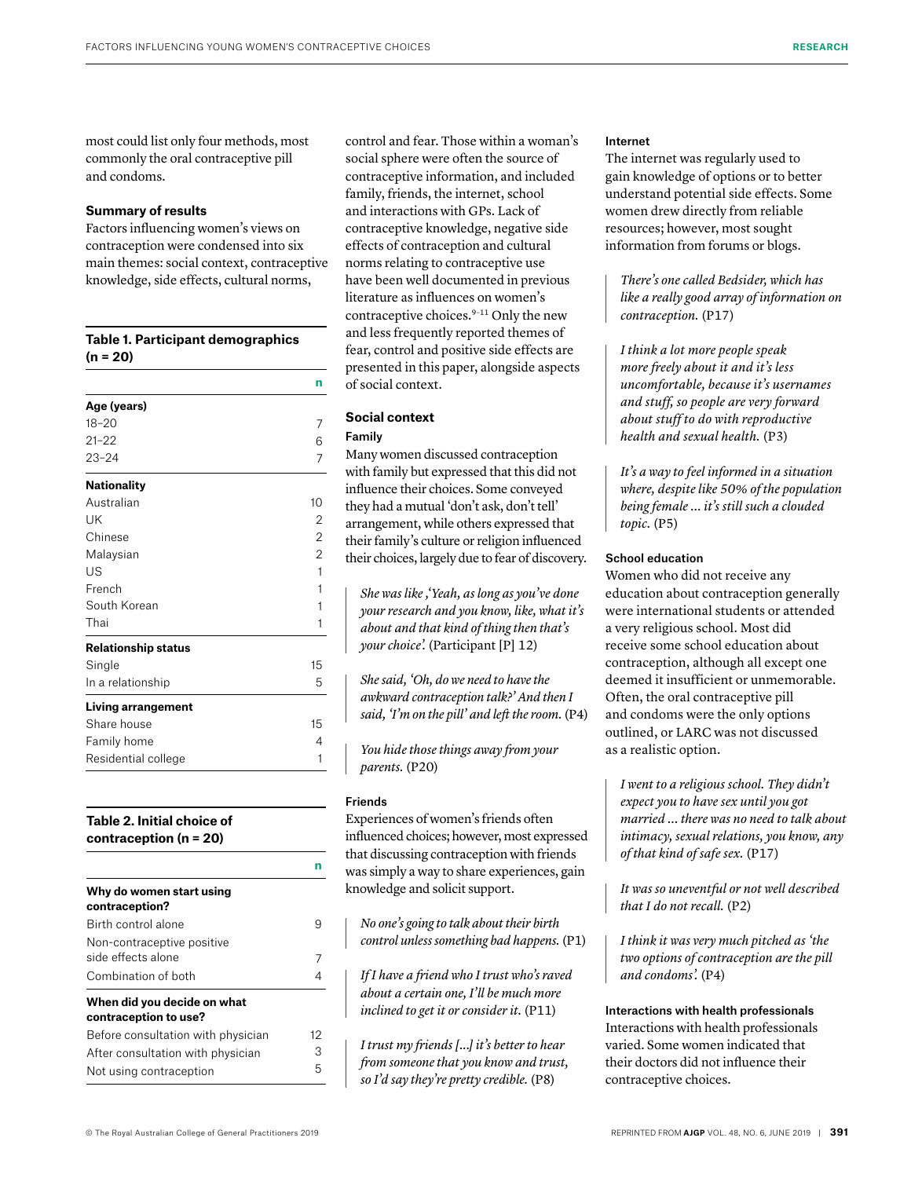most could list only four methods, most commonly the oral contraceptive pill and condoms.

### Summary of results

Factors influencing women's views on contraception were condensed into six main themes: social context, contraceptive knowledge, side effects, cultural norms,

**Table 1. Participant demographics (n = 20)**

| | n |
|---|---|
| **Age (years)** | |
| 18–20 | 7 |
| 21–22 | 6 |
| 23–24 | 7 |
| **Nationality** | |
| Australian | 10 |
| UK | 2 |
| Chinese | 2 |
| Malaysian | 2 |
| US | 1 |
| French | 1 |
| South Korean | 1 |
| Thai | 1 |
| **Relationship status** | |
| Single | 15 |
| In a relationship | 5 |
| **Living arrangement** | |
| Share house | 15 |
| Family home | 4 |
| Residential college | 1 |

**Table 2. Initial choice of contraception (n = 20)**

| | n |
|---|---|
| **Why do women start using contraception?** | |
| Birth control alone | 9 |
| Non-contraceptive positive side effects alone | 7 |
| Combination of both | 4 |
| **When did you decide on what contraception to use?** | |
| Before consultation with physician | 12 |
| After consultation with physician | 3 |
| Not using contraception | 5 |

control and fear. Those within a woman's social sphere were often the source of contraceptive information, and included family, friends, the internet, school and interactions with GPs. Lack of contraceptive knowledge, negative side effects of contraception and cultural norms relating to contraceptive use have been well documented in previous literature as influences on women's contraceptive choices.[9–11] Only the new and less frequently reported themes of fear, control and positive side effects are presented in this paper, alongside aspects of social context.

### Social context

#### Family

Many women discussed contraception with family but expressed that this did not influence their choices. Some conveyed they had a mutual 'don't ask, don't tell' arrangement, while others expressed that their family's culture or religion influenced their choices, largely due to fear of discovery.

> *She was like ,'Yeah, as long as you've done your research and you know, like, what it's about and that kind of thing then that's your choice'.* (Participant [P] 12)

> *She said, 'Oh, do we need to have the awkward contraception talk?' And then I said, 'I'm on the pill' and left the room.* (P4)

> *You hide those things away from your parents.* (P20)

#### Friends

Experiences of women's friends often influenced choices; however, most expressed that discussing contraception with friends was simply a way to share experiences, gain knowledge and solicit support.

> *No one's going to talk about their birth control unless something bad happens.* (P1)

> *If I have a friend who I trust who's raved about a certain one, I'll be much more inclined to get it or consider it.* (P11)

> *I trust my friends [...] it's better to hear from someone that you know and trust, so I'd say they're pretty credible.* (P8)

#### Internet

The internet was regularly used to gain knowledge of options or to better understand potential side effects. Some women drew directly from reliable resources; however, most sought information from forums or blogs.

> *There's one called Bedsider, which has like a really good array of information on contraception.* (P17)

> *I think a lot more people speak more freely about it and it's less uncomfortable, because it's usernames and stuff, so people are very forward about stuff to do with reproductive health and sexual health.* (P3)

> *It's a way to feel informed in a situation where, despite like 50% of the population being female ... it's still such a clouded topic.* (P5)

#### School education

Women who did not receive any education about contraception generally were international students or attended a very religious school. Most did receive some school education about contraception, although all except one deemed it insufficient or unmemorable. Often, the oral contraceptive pill and condoms were the only options outlined, or LARC was not discussed as a realistic option.

> *I went to a religious school. They didn't expect you to have sex until you got married ... there was no need to talk about intimacy, sexual relations, you know, any of that kind of safe sex.* (P17)

> *It was so uneventful or not well described that I do not recall.* (P2)

> *I think it was very much pitched as 'the two options of contraception are the pill and condoms'.* (P4)

#### Interactions with health professionals

Interactions with health professionals varied. Some women indicated that their doctors did not influence their contraceptive choices.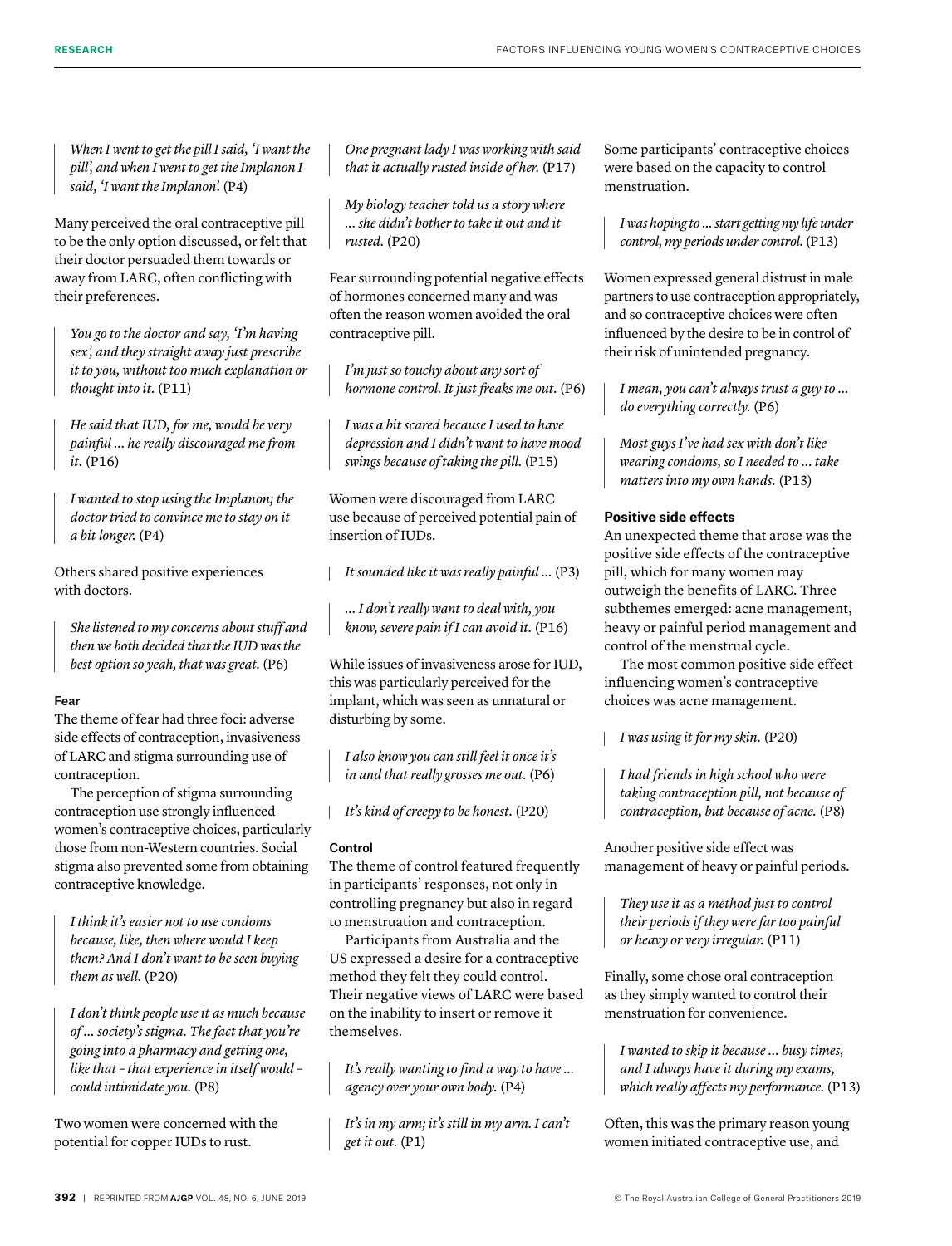> *When I went to get the pill I said, 'I want the pill', and when I went to get the Implanon I said, 'I want the Implanon'.* (P4)

Many perceived the oral contraceptive pill to be the only option discussed, or felt that their doctor persuaded them towards or away from LARC, often conflicting with their preferences.

> *You go to the doctor and say, 'I'm having sex', and they straight away just prescribe it to you, without too much explanation or thought into it.* (P11)

> *He said that IUD, for me, would be very painful … he really discouraged me from it.* (P16)

> *I wanted to stop using the Implanon; the doctor tried to convince me to stay on it a bit longer.* (P4)

Others shared positive experiences with doctors.

> *She listened to my concerns about stuff and then we both decided that the IUD was the best option so yeah, that was great.* (P6)

#### Fear

The theme of fear had three foci: adverse side effects of contraception, invasiveness of LARC and stigma surrounding use of contraception.

The perception of stigma surrounding contraception use strongly influenced women's contraceptive choices, particularly those from non-Western countries. Social stigma also prevented some from obtaining contraceptive knowledge.

> *I think it's easier not to use condoms because, like, then where would I keep them? And I don't want to be seen buying them as well.* (P20)

> *I don't think people use it as much because of … society's stigma. The fact that you're going into a pharmacy and getting one, like that – that experience in itself would – could intimidate you.* (P8)

Two women were concerned with the potential for copper IUDs to rust.

> *One pregnant lady I was working with said that it actually rusted inside of her.* (P17)

> *My biology teacher told us a story where … she didn't bother to take it out and it rusted.* (P20)

Fear surrounding potential negative effects of hormones concerned many and was often the reason women avoided the oral contraceptive pill.

> *I'm just so touchy about any sort of hormone control. It just freaks me out.* (P6)

> *I was a bit scared because I used to have depression and I didn't want to have mood swings because of taking the pill.* (P15)

Women were discouraged from LARC use because of perceived potential pain of insertion of IUDs.

> *It sounded like it was really painful …* (P3)

> *… I don't really want to deal with, you know, severe pain if I can avoid it.* (P16)

While issues of invasiveness arose for IUD, this was particularly perceived for the implant, which was seen as unnatural or disturbing by some.

> *I also know you can still feel it once it's in and that really grosses me out.* (P6)

> *It's kind of creepy to be honest.* (P20)

#### Control

The theme of control featured frequently in participants' responses, not only in controlling pregnancy but also in regard to menstruation and contraception.

Participants from Australia and the US expressed a desire for a contraceptive method they felt they could control. Their negative views of LARC were based on the inability to insert or remove it themselves.

> *It's really wanting to find a way to have … agency over your own body.* (P4)

> *It's in my arm; it's still in my arm. I can't get it out.* (P1)

Some participants' contraceptive choices were based on the capacity to control menstruation.

> *I was hoping to … start getting my life under control, my periods under control.* (P13)

Women expressed general distrust in male partners to use contraception appropriately, and so contraceptive choices were often influenced by the desire to be in control of their risk of unintended pregnancy.

> *I mean, you can't always trust a guy to … do everything correctly.* (P6)

> *Most guys I've had sex with don't like wearing condoms, so I needed to … take matters into my own hands.* (P13)

#### Positive side effects

An unexpected theme that arose was the positive side effects of the contraceptive pill, which for many women may outweigh the benefits of LARC. Three subthemes emerged: acne management, heavy or painful period management and control of the menstrual cycle.

The most common positive side effect influencing women's contraceptive choices was acne management.

> *I was using it for my skin.* (P20)

> *I had friends in high school who were taking contraception pill, not because of contraception, but because of acne.* (P8)

Another positive side effect was management of heavy or painful periods.

> *They use it as a method just to control their periods if they were far too painful or heavy or very irregular.* (P11)

Finally, some chose oral contraception as they simply wanted to control their menstruation for convenience.

> *I wanted to skip it because … busy times, and I always have it during my exams, which really affects my performance.* (P13)

Often, this was the primary reason young women initiated contraceptive use, and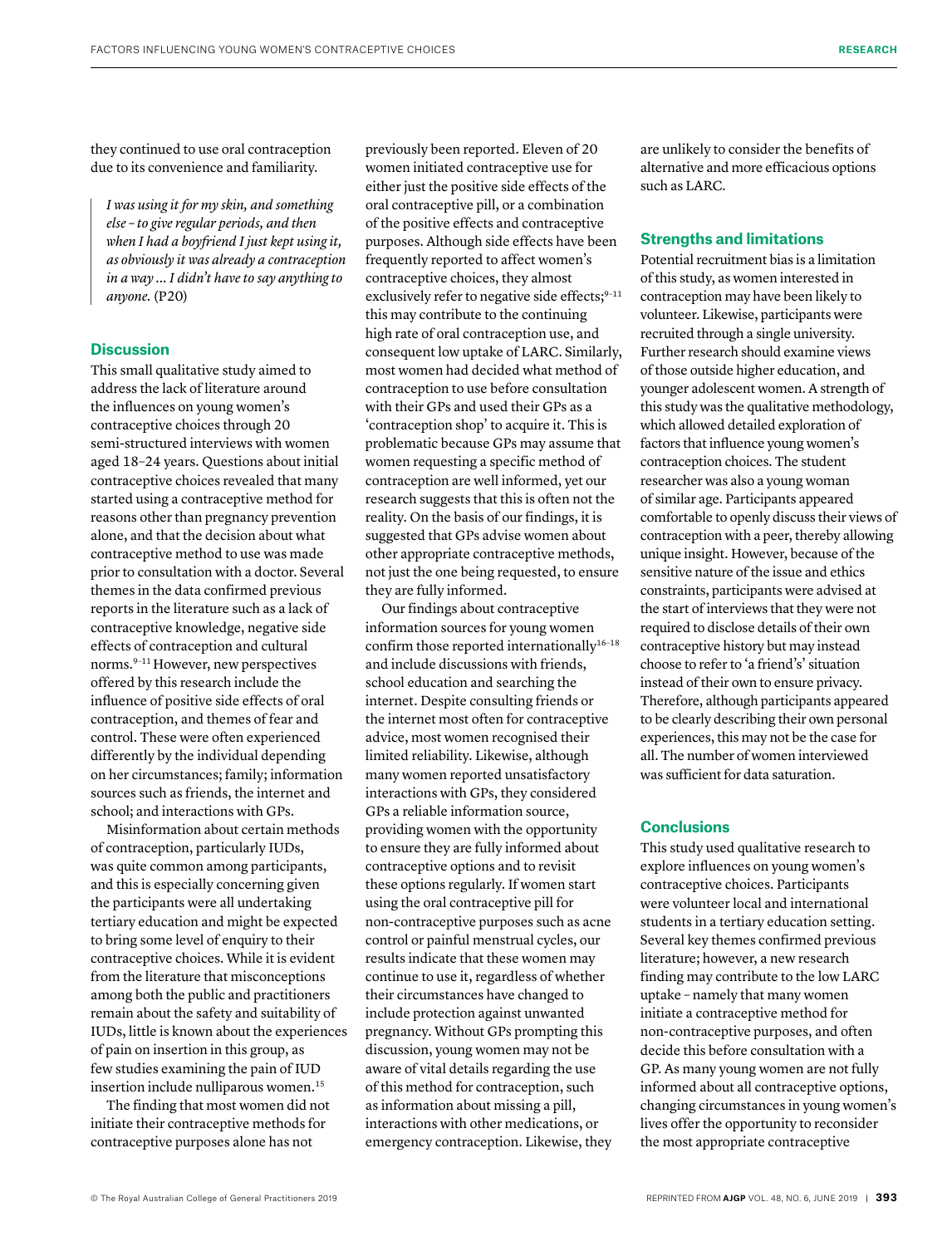they continued to use oral contraception due to its convenience and familiarity.

> *I was using it for my skin, and something else – to give regular periods, and then when I had a boyfriend I just kept using it, as obviously it was already a contraception in a way … I didn't have to say anything to anyone.* (P20)

## Discussion

This small qualitative study aimed to address the lack of literature around the influences on young women's contraceptive choices through 20 semi-structured interviews with women aged 18–24 years. Questions about initial contraceptive choices revealed that many started using a contraceptive method for reasons other than pregnancy prevention alone, and that the decision about what contraceptive method to use was made prior to consultation with a doctor. Several themes in the data confirmed previous reports in the literature such as a lack of contraceptive knowledge, negative side effects of contraception and cultural norms.[9–11] However, new perspectives offered by this research include the influence of positive side effects of oral contraception, and themes of fear and control. These were often experienced differently by the individual depending on her circumstances; family; information sources such as friends, the internet and school; and interactions with GPs.

Misinformation about certain methods of contraception, particularly IUDs, was quite common among participants, and this is especially concerning given the participants were all undertaking tertiary education and might be expected to bring some level of enquiry to their contraceptive choices. While it is evident from the literature that misconceptions among both the public and practitioners remain about the safety and suitability of IUDs, little is known about the experiences of pain on insertion in this group, as few studies examining the pain of IUD insertion include nulliparous women.[15]

The finding that most women did not initiate their contraceptive methods for contraceptive purposes alone has not previously been reported. Eleven of 20 women initiated contraceptive use for either just the positive side effects of the oral contraceptive pill, or a combination of the positive effects and contraceptive purposes. Although side effects have been frequently reported to affect women's contraceptive choices, they almost exclusively refer to negative side effects;[9–11] this may contribute to the continuing high rate of oral contraception use, and consequent low uptake of LARC. Similarly, most women had decided what method of contraception to use before consultation with their GPs and used their GPs as a 'contraception shop' to acquire it. This is problematic because GPs may assume that women requesting a specific method of contraception are well informed, yet our research suggests that this is often not the reality. On the basis of our findings, it is suggested that GPs advise women about other appropriate contraceptive methods, not just the one being requested, to ensure they are fully informed.

Our findings about contraceptive information sources for young women confirm those reported internationally[16–18] and include discussions with friends, school education and searching the internet. Despite consulting friends or the internet most often for contraceptive advice, most women recognised their limited reliability. Likewise, although many women reported unsatisfactory interactions with GPs, they considered GPs a reliable information source, providing women with the opportunity to ensure they are fully informed about contraceptive options and to revisit these options regularly. If women start using the oral contraceptive pill for non-contraceptive purposes such as acne control or painful menstrual cycles, our results indicate that these women may continue to use it, regardless of whether their circumstances have changed to include protection against unwanted pregnancy. Without GPs prompting this discussion, young women may not be aware of vital details regarding the use of this method for contraception, such as information about missing a pill, interactions with other medications, or emergency contraception. Likewise, they are unlikely to consider the benefits of alternative and more efficacious options such as LARC.

## Strengths and limitations

Potential recruitment bias is a limitation of this study, as women interested in contraception may have been likely to volunteer. Likewise, participants were recruited through a single university. Further research should examine views of those outside higher education, and younger adolescent women. A strength of this study was the qualitative methodology, which allowed detailed exploration of factors that influence young women's contraception choices. The student researcher was also a young woman of similar age. Participants appeared comfortable to openly discuss their views of contraception with a peer, thereby allowing unique insight. However, because of the sensitive nature of the issue and ethics constraints, participants were advised at the start of interviews that they were not required to disclose details of their own contraceptive history but may instead choose to refer to 'a friend's' situation instead of their own to ensure privacy. Therefore, although participants appeared to be clearly describing their own personal experiences, this may not be the case for all. The number of women interviewed was sufficient for data saturation.

## Conclusions

This study used qualitative research to explore influences on young women's contraceptive choices. Participants were volunteer local and international students in a tertiary education setting. Several key themes confirmed previous literature; however, a new research finding may contribute to the low LARC uptake – namely that many women initiate a contraceptive method for non-contraceptive purposes, and often decide this before consultation with a GP. As many young women are not fully informed about all contraceptive options, changing circumstances in young women's lives offer the opportunity to reconsider the most appropriate contraceptive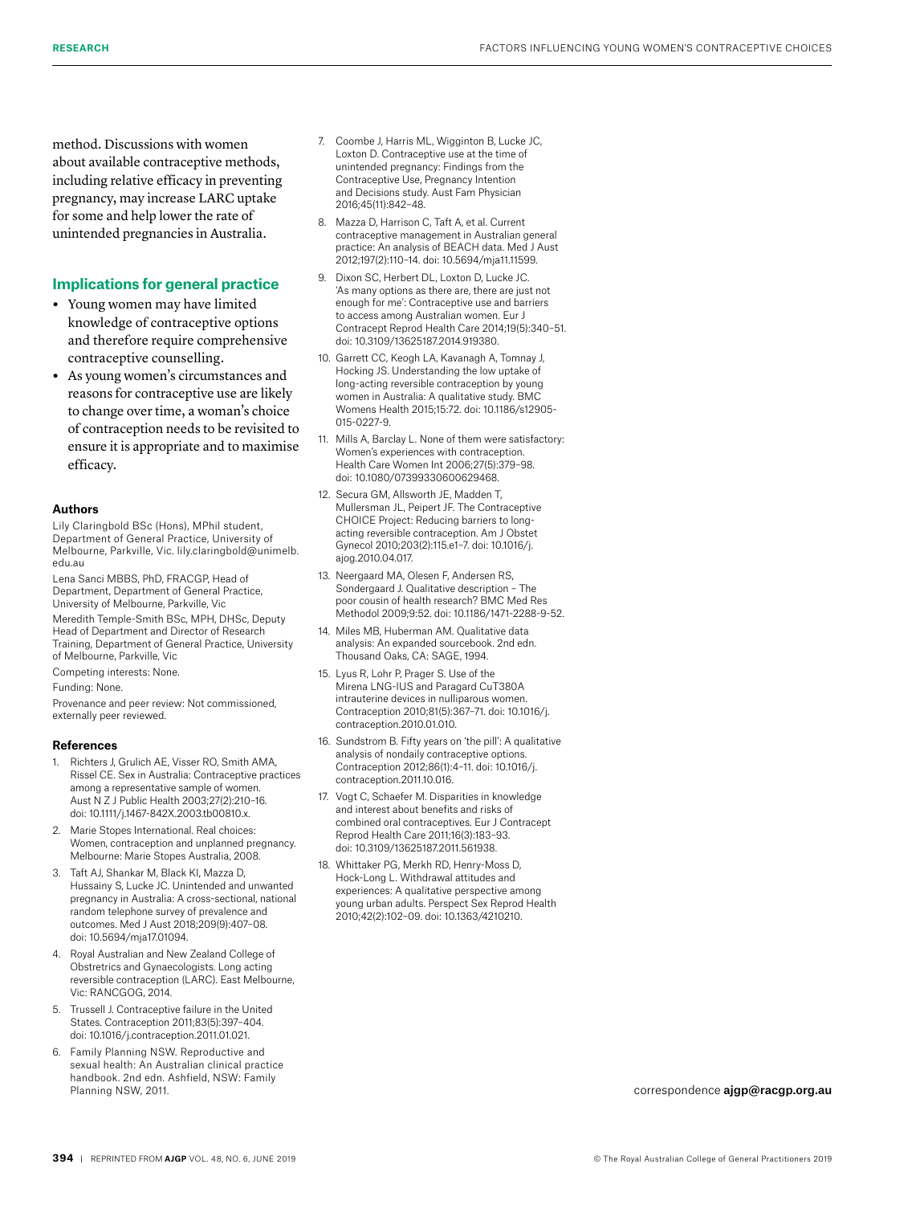method. Discussions with women about available contraceptive methods, including relative efficacy in preventing pregnancy, may increase LARC uptake for some and help lower the rate of unintended pregnancies in Australia.

## Implications for general practice

- Young women may have limited knowledge of contraceptive options and therefore require comprehensive contraceptive counselling.
- As young women's circumstances and reasons for contraceptive use are likely to change over time, a woman's choice of contraception needs to be revisited to ensure it is appropriate and to maximise efficacy.

### Authors

Lily Claringbold BSc (Hons), MPhil student, Department of General Practice, University of Melbourne, Parkville, Vic. lily.claringbold@unimelb.edu.au

Lena Sanci MBBS, PhD, FRACGP, Head of Department, Department of General Practice, University of Melbourne, Parkville, Vic

Meredith Temple-Smith BSc, MPH, DHSc, Deputy Head of Department and Director of Research Training, Department of General Practice, University of Melbourne, Parkville, Vic

Competing interests: None.

Funding: None.

Provenance and peer review: Not commissioned, externally peer reviewed.

### References

1. Richters J, Grulich AE, Visser RO, Smith AMA, Rissel CE. Sex in Australia: Contraceptive practices among a representative sample of women. Aust N Z J Public Health 2003;27(2):210–16. doi: 10.1111/j.1467-842X.2003.tb00810.x.
2. Marie Stopes International. Real choices: Women, contraception and unplanned pregnancy. Melbourne: Marie Stopes Australia, 2008.
3. Taft AJ, Shankar M, Black KI, Mazza D, Hussainy S, Lucke JC. Unintended and unwanted pregnancy in Australia: A cross-sectional, national random telephone survey of prevalence and outcomes. Med J Aust 2018;209(9):407–08. doi: 10.5694/mja17.01094.
4. Royal Australian and New Zealand College of Obstretrics and Gynaecologists. Long acting reversible contraception (LARC). East Melbourne, Vic: RANCGOG, 2014.
5. Trussell J. Contraceptive failure in the United States. Contraception 2011;83(5):397–404. doi: 10.1016/j.contraception.2011.01.021.
6. Family Planning NSW. Reproductive and sexual health: An Australian clinical practice handbook. 2nd edn. Ashfield, NSW: Family Planning NSW, 2011.
7. Coombe J, Harris ML, Wigginton B, Lucke JC, Loxton D. Contraceptive use at the time of unintended pregnancy: Findings from the Contraceptive Use, Pregnancy Intention and Decisions study. Aust Fam Physician 2016;45(11):842–48.
8. Mazza D, Harrison C, Taft A, et al. Current contraceptive management in Australian general practice: An analysis of BEACH data. Med J Aust 2012;197(2):110–14. doi: 10.5694/mja11.11599.
9. Dixon SC, Herbert DL, Loxton D, Lucke JC. 'As many options as there are, there are just not enough for me': Contraceptive use and barriers to access among Australian women. Eur J Contracept Reprod Health Care 2014;19(5):340–51. doi: 10.3109/13625187.2014.919380.
10. Garrett CC, Keogh LA, Kavanagh A, Tomnay J, Hocking JS. Understanding the low uptake of long-acting reversible contraception by young women in Australia: A qualitative study. BMC Womens Health 2015;15:72. doi: 10.1186/s12905-015-0227-9.
11. Mills A, Barclay L. None of them were satisfactory: Women's experiences with contraception. Health Care Women Int 2006;27(5):379–98. doi: 10.1080/07399330600629468.
12. Secura GM, Allsworth JE, Madden T, Mullersman JL, Peipert JF. The Contraceptive CHOICE Project: Reducing barriers to long-acting reversible contraception. Am J Obstet Gynecol 2010;203(2):115.e1–7. doi: 10.1016/j.ajog.2010.04.017.
13. Neergaard MA, Olesen F, Andersen RS, Sondergaard J. Qualitative description – The poor cousin of health research? BMC Med Res Methodol 2009;9:52. doi: 10.1186/1471-2288-9-52.
14. Miles MB, Huberman AM. Qualitative data analysis: An expanded sourcebook. 2nd edn. Thousand Oaks, CA: SAGE, 1994.
15. Lyus R, Lohr P, Prager S. Use of the Mirena LNG-IUS and Paragard CuT380A intrauterine devices in nulliparous women. Contraception 2010;81(5):367–71. doi: 10.1016/j.contraception.2010.01.010.
16. Sundstrom B. Fifty years on 'the pill': A qualitative analysis of nondaily contraceptive options. Contraception 2012;86(1):4–11. doi: 10.1016/j.contraception.2011.10.016.
17. Vogt C, Schaefer M. Disparities in knowledge and interest about benefits and risks of combined oral contraceptives. Eur J Contracept Reprod Health Care 2011;16(3):183–93. doi: 10.3109/13625187.2011.561938.
18. Whittaker PG, Merkh RD, Henry-Moss D, Hock-Long L. Withdrawal attitudes and experiences: A qualitative perspective among young urban adults. Perspect Sex Reprod Health 2010;42(2):102–09. doi: 10.1363/4210210.

correspondence **ajgp@racgp.org.au**